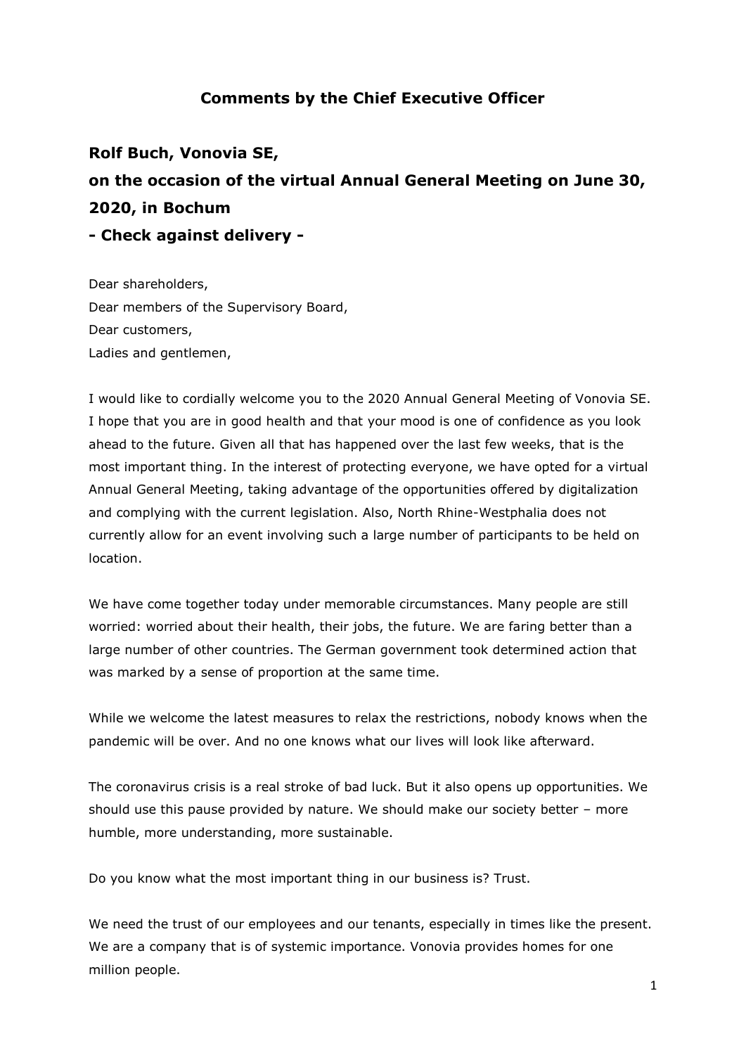# Comments by the Chief Executive Officer

## Rolf Buch, Vonovia SE,
## on the occasion of the virtual Annual General Meeting on June 30, 2020, in Bochum
## - Check against delivery -

Dear shareholders,
Dear members of the Supervisory Board,
Dear customers,
Ladies and gentlemen,

I would like to cordially welcome you to the 2020 Annual General Meeting of Vonovia SE. I hope that you are in good health and that your mood is one of confidence as you look ahead to the future. Given all that has happened over the last few weeks, that is the most important thing. In the interest of protecting everyone, we have opted for a virtual Annual General Meeting, taking advantage of the opportunities offered by digitalization and complying with the current legislation. Also, North Rhine-Westphalia does not currently allow for an event involving such a large number of participants to be held on location.

We have come together today under memorable circumstances. Many people are still worried: worried about their health, their jobs, the future. We are faring better than a large number of other countries. The German government took determined action that was marked by a sense of proportion at the same time.

While we welcome the latest measures to relax the restrictions, nobody knows when the pandemic will be over. And no one knows what our lives will look like afterward.

The coronavirus crisis is a real stroke of bad luck. But it also opens up opportunities. We should use this pause provided by nature. We should make our society better – more humble, more understanding, more sustainable.

Do you know what the most important thing in our business is? Trust.

We need the trust of our employees and our tenants, especially in times like the present. We are a company that is of systemic importance. Vonovia provides homes for one million people.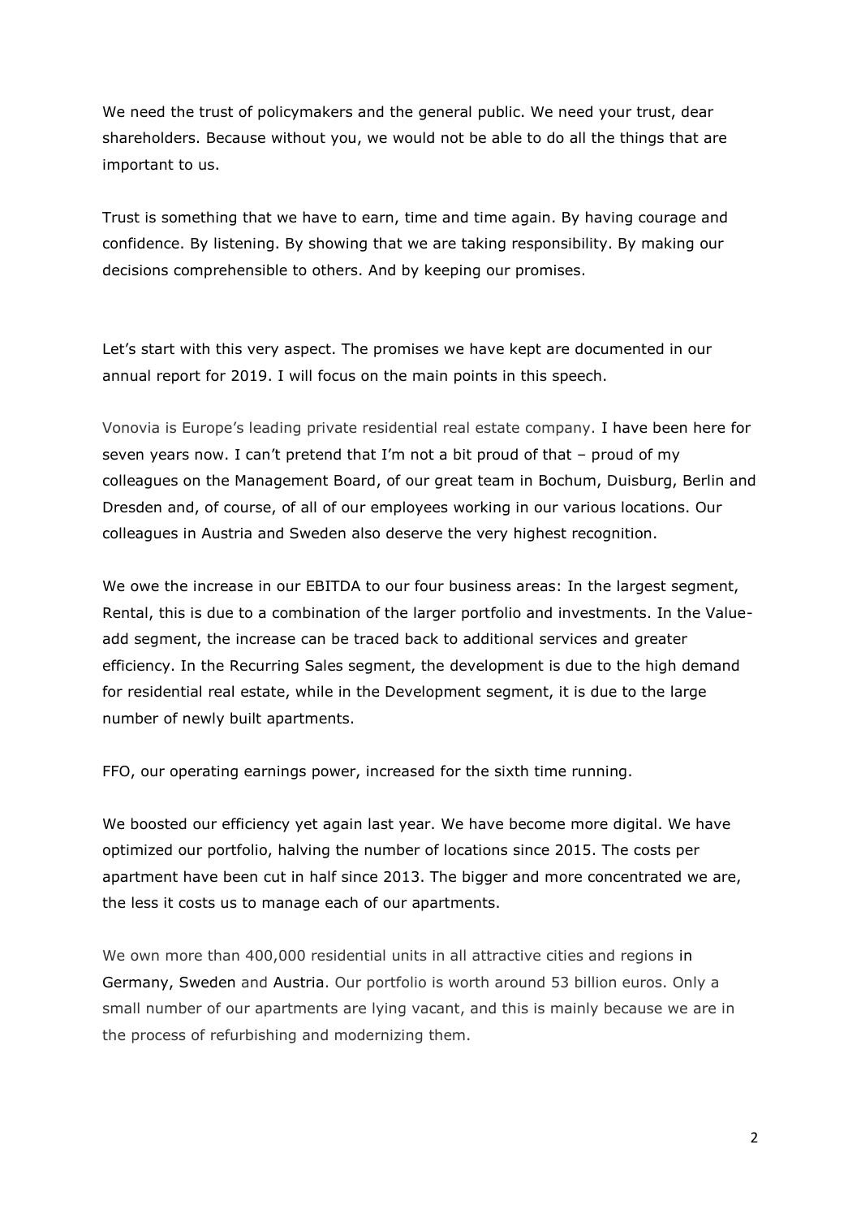We need the trust of policymakers and the general public. We need your trust, dear shareholders. Because without you, we would not be able to do all the things that are important to us.

Trust is something that we have to earn, time and time again. By having courage and confidence. By listening. By showing that we are taking responsibility. By making our decisions comprehensible to others. And by keeping our promises.

Let's start with this very aspect. The promises we have kept are documented in our annual report for 2019. I will focus on the main points in this speech.

Vonovia is Europe's leading private residential real estate company. I have been here for seven years now. I can't pretend that I'm not a bit proud of that – proud of my colleagues on the Management Board, of our great team in Bochum, Duisburg, Berlin and Dresden and, of course, of all of our employees working in our various locations. Our colleagues in Austria and Sweden also deserve the very highest recognition.

We owe the increase in our EBITDA to our four business areas: In the largest segment, Rental, this is due to a combination of the larger portfolio and investments. In the Value-add segment, the increase can be traced back to additional services and greater efficiency. In the Recurring Sales segment, the development is due to the high demand for residential real estate, while in the Development segment, it is due to the large number of newly built apartments.

FFO, our operating earnings power, increased for the sixth time running.

We boosted our efficiency yet again last year. We have become more digital. We have optimized our portfolio, halving the number of locations since 2015. The costs per apartment have been cut in half since 2013. The bigger and more concentrated we are, the less it costs us to manage each of our apartments.

We own more than 400,000 residential units in all attractive cities and regions in Germany, Sweden and Austria. Our portfolio is worth around 53 billion euros. Only a small number of our apartments are lying vacant, and this is mainly because we are in the process of refurbishing and modernizing them.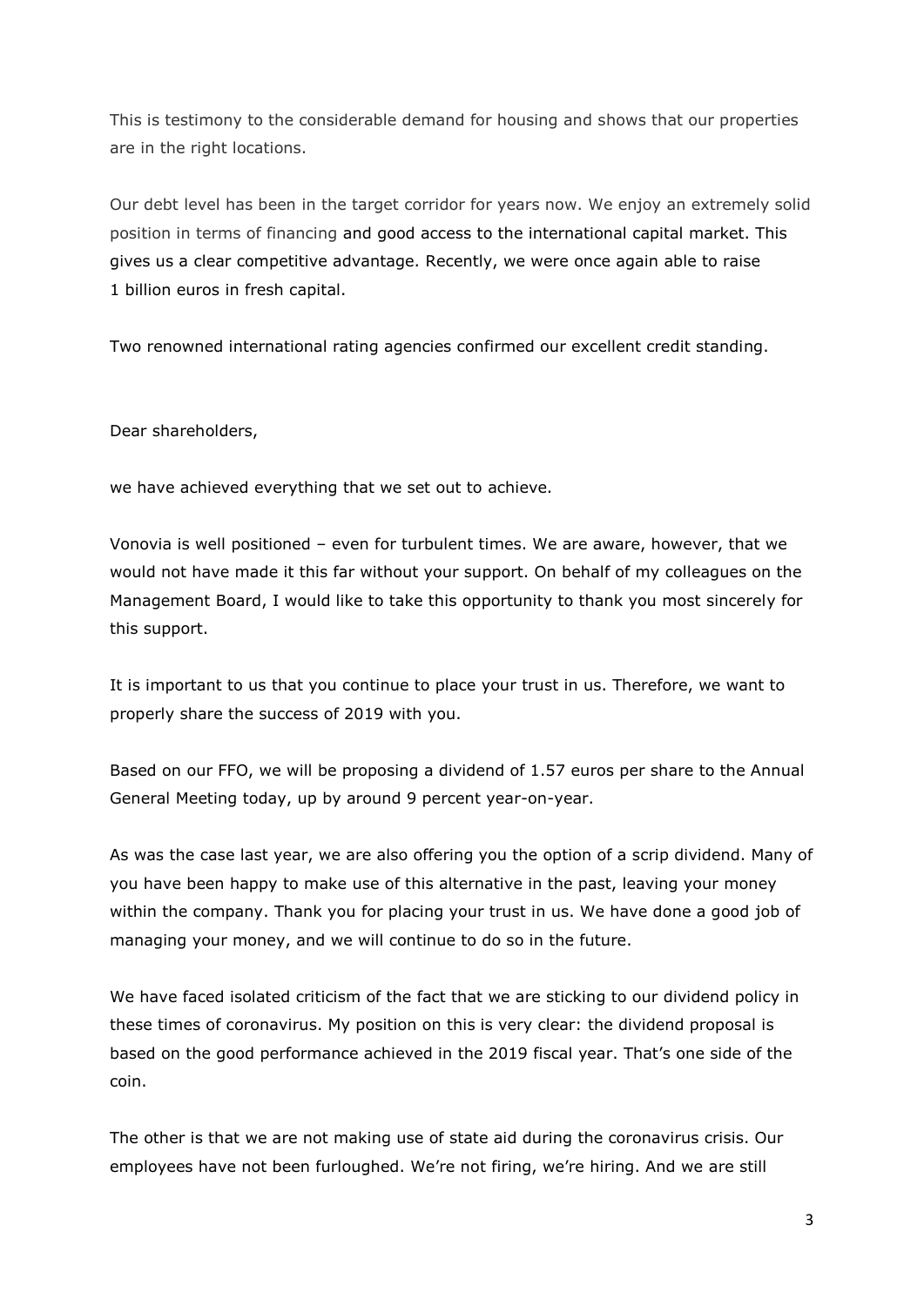This is testimony to the considerable demand for housing and shows that our properties are in the right locations.

Our debt level has been in the target corridor for years now. We enjoy an extremely solid position in terms of financing and good access to the international capital market. This gives us a clear competitive advantage. Recently, we were once again able to raise 1 billion euros in fresh capital.

Two renowned international rating agencies confirmed our excellent credit standing.

Dear shareholders,

we have achieved everything that we set out to achieve.

Vonovia is well positioned – even for turbulent times. We are aware, however, that we would not have made it this far without your support. On behalf of my colleagues on the Management Board, I would like to take this opportunity to thank you most sincerely for this support.

It is important to us that you continue to place your trust in us. Therefore, we want to properly share the success of 2019 with you.

Based on our FFO, we will be proposing a dividend of 1.57 euros per share to the Annual General Meeting today, up by around 9 percent year-on-year.

As was the case last year, we are also offering you the option of a scrip dividend. Many of you have been happy to make use of this alternative in the past, leaving your money within the company. Thank you for placing your trust in us. We have done a good job of managing your money, and we will continue to do so in the future.

We have faced isolated criticism of the fact that we are sticking to our dividend policy in these times of coronavirus. My position on this is very clear: the dividend proposal is based on the good performance achieved in the 2019 fiscal year. That's one side of the coin.

The other is that we are not making use of state aid during the coronavirus crisis. Our employees have not been furloughed. We're not firing, we're hiring. And we are still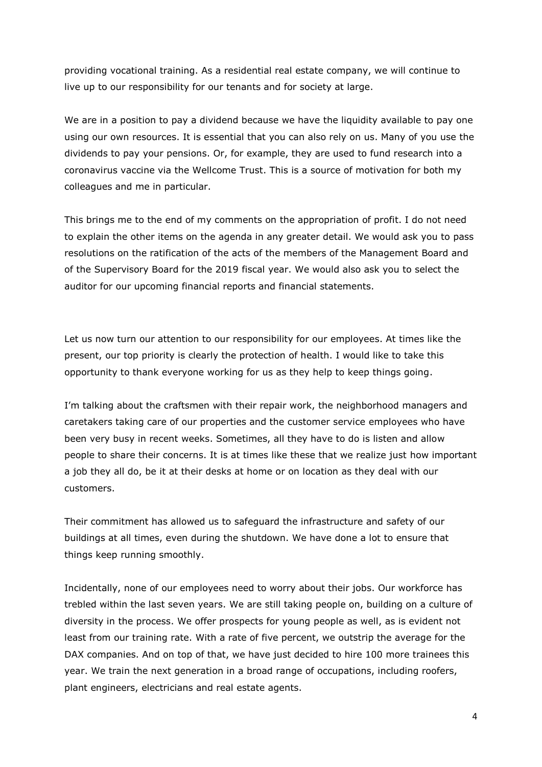providing vocational training. As a residential real estate company, we will continue to live up to our responsibility for our tenants and for society at large.

We are in a position to pay a dividend because we have the liquidity available to pay one using our own resources. It is essential that you can also rely on us. Many of you use the dividends to pay your pensions. Or, for example, they are used to fund research into a coronavirus vaccine via the Wellcome Trust. This is a source of motivation for both my colleagues and me in particular.

This brings me to the end of my comments on the appropriation of profit. I do not need to explain the other items on the agenda in any greater detail. We would ask you to pass resolutions on the ratification of the acts of the members of the Management Board and of the Supervisory Board for the 2019 fiscal year. We would also ask you to select the auditor for our upcoming financial reports and financial statements.

Let us now turn our attention to our responsibility for our employees. At times like the present, our top priority is clearly the protection of health. I would like to take this opportunity to thank everyone working for us as they help to keep things going.

I'm talking about the craftsmen with their repair work, the neighborhood managers and caretakers taking care of our properties and the customer service employees who have been very busy in recent weeks. Sometimes, all they have to do is listen and allow people to share their concerns. It is at times like these that we realize just how important a job they all do, be it at their desks at home or on location as they deal with our customers.

Their commitment has allowed us to safeguard the infrastructure and safety of our buildings at all times, even during the shutdown. We have done a lot to ensure that things keep running smoothly.

Incidentally, none of our employees need to worry about their jobs. Our workforce has trebled within the last seven years. We are still taking people on, building on a culture of diversity in the process. We offer prospects for young people as well, as is evident not least from our training rate. With a rate of five percent, we outstrip the average for the DAX companies. And on top of that, we have just decided to hire 100 more trainees this year. We train the next generation in a broad range of occupations, including roofers, plant engineers, electricians and real estate agents.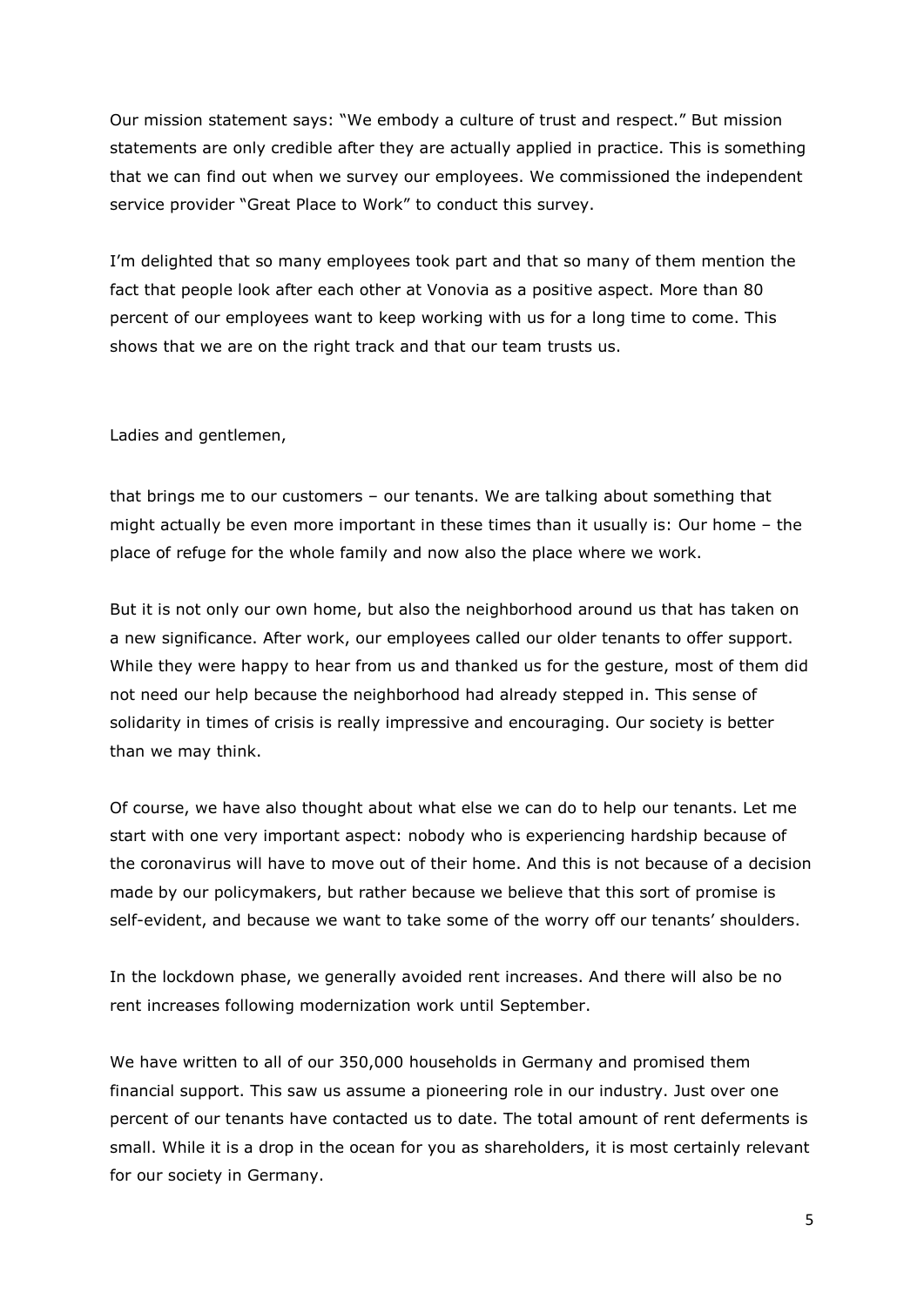Our mission statement says: “We embody a culture of trust and respect.” But mission statements are only credible after they are actually applied in practice. This is something that we can find out when we survey our employees. We commissioned the independent service provider “Great Place to Work” to conduct this survey.

I’m delighted that so many employees took part and that so many of them mention the fact that people look after each other at Vonovia as a positive aspect. More than 80 percent of our employees want to keep working with us for a long time to come. This shows that we are on the right track and that our team trusts us.

Ladies and gentlemen,

that brings me to our customers – our tenants. We are talking about something that might actually be even more important in these times than it usually is: Our home – the place of refuge for the whole family and now also the place where we work.

But it is not only our own home, but also the neighborhood around us that has taken on a new significance. After work, our employees called our older tenants to offer support. While they were happy to hear from us and thanked us for the gesture, most of them did not need our help because the neighborhood had already stepped in. This sense of solidarity in times of crisis is really impressive and encouraging. Our society is better than we may think.

Of course, we have also thought about what else we can do to help our tenants. Let me start with one very important aspect: nobody who is experiencing hardship because of the coronavirus will have to move out of their home. And this is not because of a decision made by our policymakers, but rather because we believe that this sort of promise is self-evident, and because we want to take some of the worry off our tenants’ shoulders.

In the lockdown phase, we generally avoided rent increases. And there will also be no rent increases following modernization work until September.

We have written to all of our 350,000 households in Germany and promised them financial support. This saw us assume a pioneering role in our industry. Just over one percent of our tenants have contacted us to date. The total amount of rent deferments is small. While it is a drop in the ocean for you as shareholders, it is most certainly relevant for our society in Germany.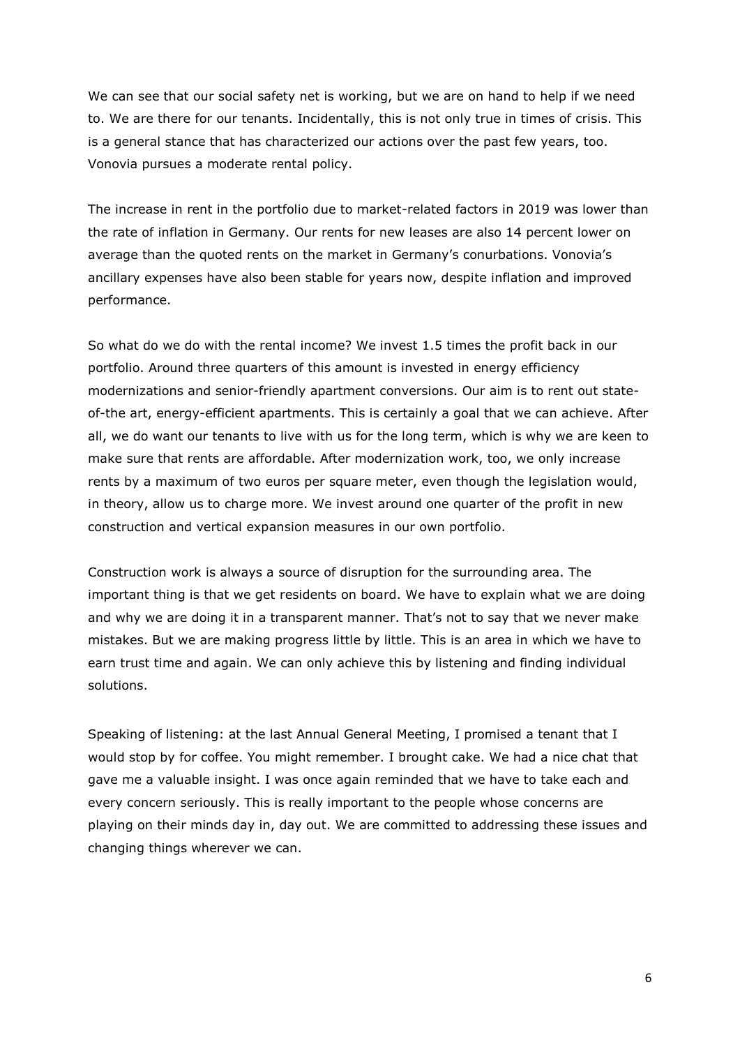We can see that our social safety net is working, but we are on hand to help if we need to. We are there for our tenants. Incidentally, this is not only true in times of crisis. This is a general stance that has characterized our actions over the past few years, too. Vonovia pursues a moderate rental policy.

The increase in rent in the portfolio due to market-related factors in 2019 was lower than the rate of inflation in Germany. Our rents for new leases are also 14 percent lower on average than the quoted rents on the market in Germany's conurbations. Vonovia's ancillary expenses have also been stable for years now, despite inflation and improved performance.

So what do we do with the rental income? We invest 1.5 times the profit back in our portfolio. Around three quarters of this amount is invested in energy efficiency modernizations and senior-friendly apartment conversions. Our aim is to rent out state-of-the art, energy-efficient apartments. This is certainly a goal that we can achieve. After all, we do want our tenants to live with us for the long term, which is why we are keen to make sure that rents are affordable. After modernization work, too, we only increase rents by a maximum of two euros per square meter, even though the legislation would, in theory, allow us to charge more. We invest around one quarter of the profit in new construction and vertical expansion measures in our own portfolio.

Construction work is always a source of disruption for the surrounding area. The important thing is that we get residents on board. We have to explain what we are doing and why we are doing it in a transparent manner. That's not to say that we never make mistakes. But we are making progress little by little. This is an area in which we have to earn trust time and again. We can only achieve this by listening and finding individual solutions.

Speaking of listening: at the last Annual General Meeting, I promised a tenant that I would stop by for coffee. You might remember. I brought cake. We had a nice chat that gave me a valuable insight. I was once again reminded that we have to take each and every concern seriously. This is really important to the people whose concerns are playing on their minds day in, day out. We are committed to addressing these issues and changing things wherever we can.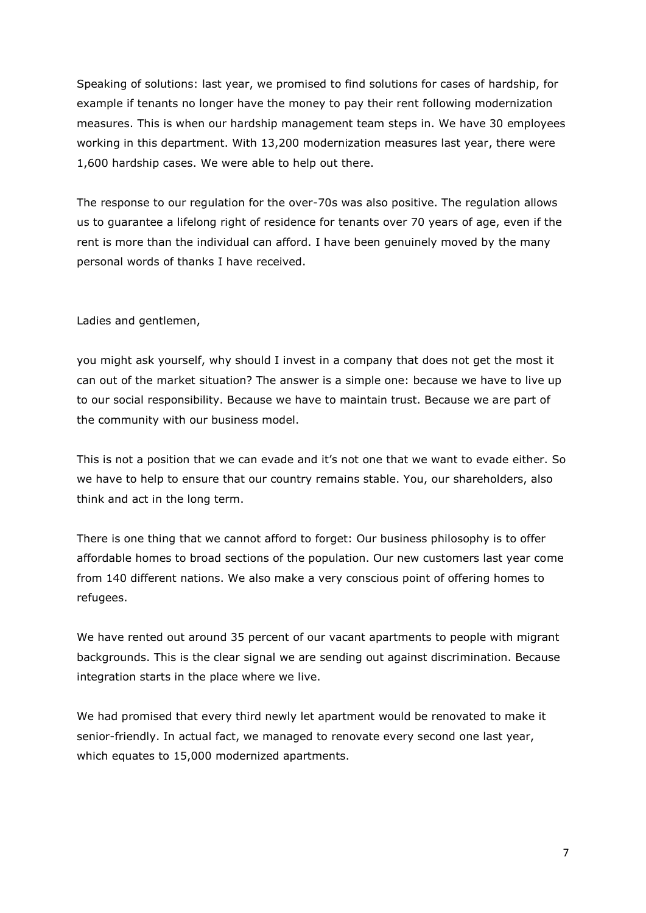Speaking of solutions: last year, we promised to find solutions for cases of hardship, for example if tenants no longer have the money to pay their rent following modernization measures. This is when our hardship management team steps in. We have 30 employees working in this department. With 13,200 modernization measures last year, there were 1,600 hardship cases. We were able to help out there.

The response to our regulation for the over-70s was also positive. The regulation allows us to guarantee a lifelong right of residence for tenants over 70 years of age, even if the rent is more than the individual can afford. I have been genuinely moved by the many personal words of thanks I have received.

Ladies and gentlemen,

you might ask yourself, why should I invest in a company that does not get the most it can out of the market situation? The answer is a simple one: because we have to live up to our social responsibility. Because we have to maintain trust. Because we are part of the community with our business model.

This is not a position that we can evade and it's not one that we want to evade either. So we have to help to ensure that our country remains stable. You, our shareholders, also think and act in the long term.

There is one thing that we cannot afford to forget: Our business philosophy is to offer affordable homes to broad sections of the population. Our new customers last year come from 140 different nations. We also make a very conscious point of offering homes to refugees.

We have rented out around 35 percent of our vacant apartments to people with migrant backgrounds. This is the clear signal we are sending out against discrimination. Because integration starts in the place where we live.

We had promised that every third newly let apartment would be renovated to make it senior-friendly. In actual fact, we managed to renovate every second one last year, which equates to 15,000 modernized apartments.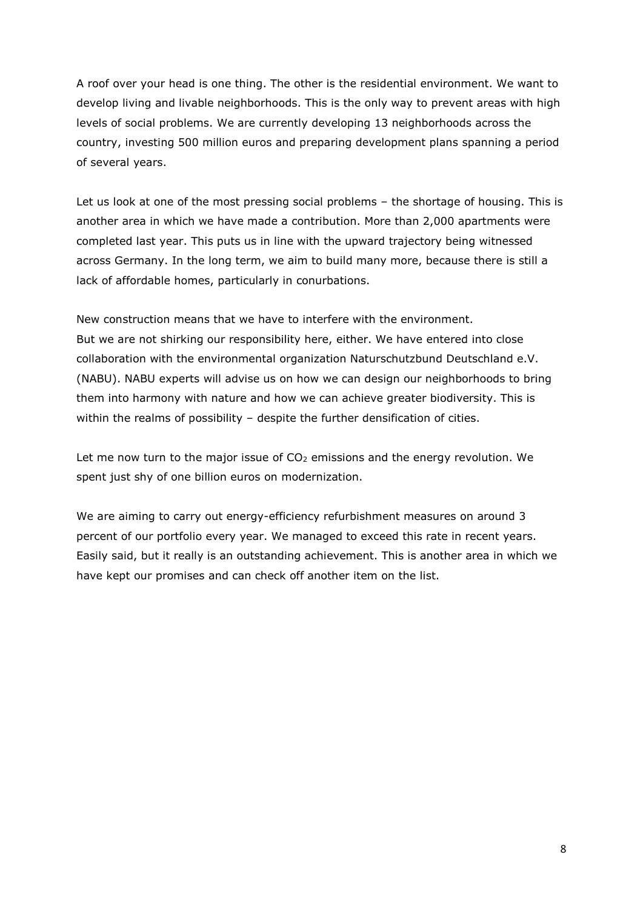A roof over your head is one thing. The other is the residential environment. We want to develop living and livable neighborhoods. This is the only way to prevent areas with high levels of social problems. We are currently developing 13 neighborhoods across the country, investing 500 million euros and preparing development plans spanning a period of several years.

Let us look at one of the most pressing social problems – the shortage of housing. This is another area in which we have made a contribution. More than 2,000 apartments were completed last year. This puts us in line with the upward trajectory being witnessed across Germany. In the long term, we aim to build many more, because there is still a lack of affordable homes, particularly in conurbations.

New construction means that we have to interfere with the environment.
But we are not shirking our responsibility here, either. We have entered into close collaboration with the environmental organization Naturschutzbund Deutschland e.V. (NABU). NABU experts will advise us on how we can design our neighborhoods to bring them into harmony with nature and how we can achieve greater biodiversity. This is within the realms of possibility – despite the further densification of cities.

Let me now turn to the major issue of $CO_2$ emissions and the energy revolution. We spent just shy of one billion euros on modernization.

We are aiming to carry out energy-efficiency refurbishment measures on around 3 percent of our portfolio every year. We managed to exceed this rate in recent years. Easily said, but it really is an outstanding achievement. This is another area in which we have kept our promises and can check off another item on the list.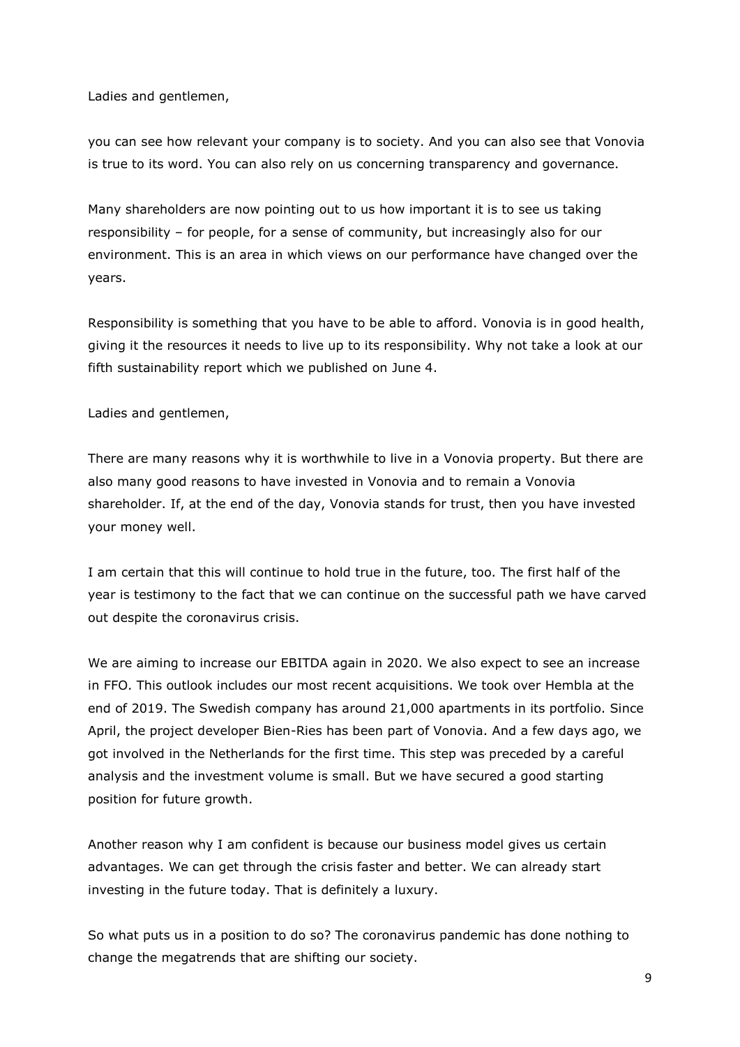Ladies and gentlemen,

you can see how relevant your company is to society. And you can also see that Vonovia is true to its word. You can also rely on us concerning transparency and governance.

Many shareholders are now pointing out to us how important it is to see us taking responsibility – for people, for a sense of community, but increasingly also for our environment. This is an area in which views on our performance have changed over the years.

Responsibility is something that you have to be able to afford. Vonovia is in good health, giving it the resources it needs to live up to its responsibility. Why not take a look at our fifth sustainability report which we published on June 4.

Ladies and gentlemen,

There are many reasons why it is worthwhile to live in a Vonovia property. But there are also many good reasons to have invested in Vonovia and to remain a Vonovia shareholder. If, at the end of the day, Vonovia stands for trust, then you have invested your money well.

I am certain that this will continue to hold true in the future, too. The first half of the year is testimony to the fact that we can continue on the successful path we have carved out despite the coronavirus crisis.

We are aiming to increase our EBITDA again in 2020. We also expect to see an increase in FFO. This outlook includes our most recent acquisitions. We took over Hembla at the end of 2019. The Swedish company has around 21,000 apartments in its portfolio. Since April, the project developer Bien-Ries has been part of Vonovia. And a few days ago, we got involved in the Netherlands for the first time. This step was preceded by a careful analysis and the investment volume is small. But we have secured a good starting position for future growth.

Another reason why I am confident is because our business model gives us certain advantages. We can get through the crisis faster and better. We can already start investing in the future today. That is definitely a luxury.

So what puts us in a position to do so? The coronavirus pandemic has done nothing to change the megatrends that are shifting our society.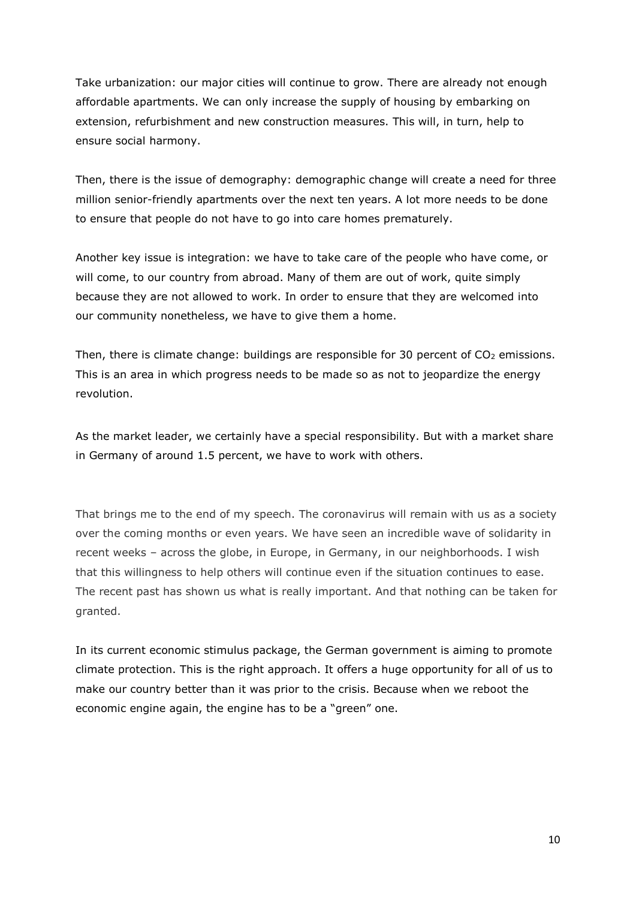Take urbanization: our major cities will continue to grow. There are already not enough affordable apartments. We can only increase the supply of housing by embarking on extension, refurbishment and new construction measures. This will, in turn, help to ensure social harmony.

Then, there is the issue of demography: demographic change will create a need for three million senior-friendly apartments over the next ten years. A lot more needs to be done to ensure that people do not have to go into care homes prematurely.

Another key issue is integration: we have to take care of the people who have come, or will come, to our country from abroad. Many of them are out of work, quite simply because they are not allowed to work. In order to ensure that they are welcomed into our community nonetheless, we have to give them a home.

Then, there is climate change: buildings are responsible for 30 percent of $CO_2$ emissions. This is an area in which progress needs to be made so as not to jeopardize the energy revolution.

As the market leader, we certainly have a special responsibility. But with a market share in Germany of around 1.5 percent, we have to work with others.

That brings me to the end of my speech. The coronavirus will remain with us as a society over the coming months or even years. We have seen an incredible wave of solidarity in recent weeks – across the globe, in Europe, in Germany, in our neighborhoods. I wish that this willingness to help others will continue even if the situation continues to ease. The recent past has shown us what is really important. And that nothing can be taken for granted.

In its current economic stimulus package, the German government is aiming to promote climate protection. This is the right approach. It offers a huge opportunity for all of us to make our country better than it was prior to the crisis. Because when we reboot the economic engine again, the engine has to be a "green" one.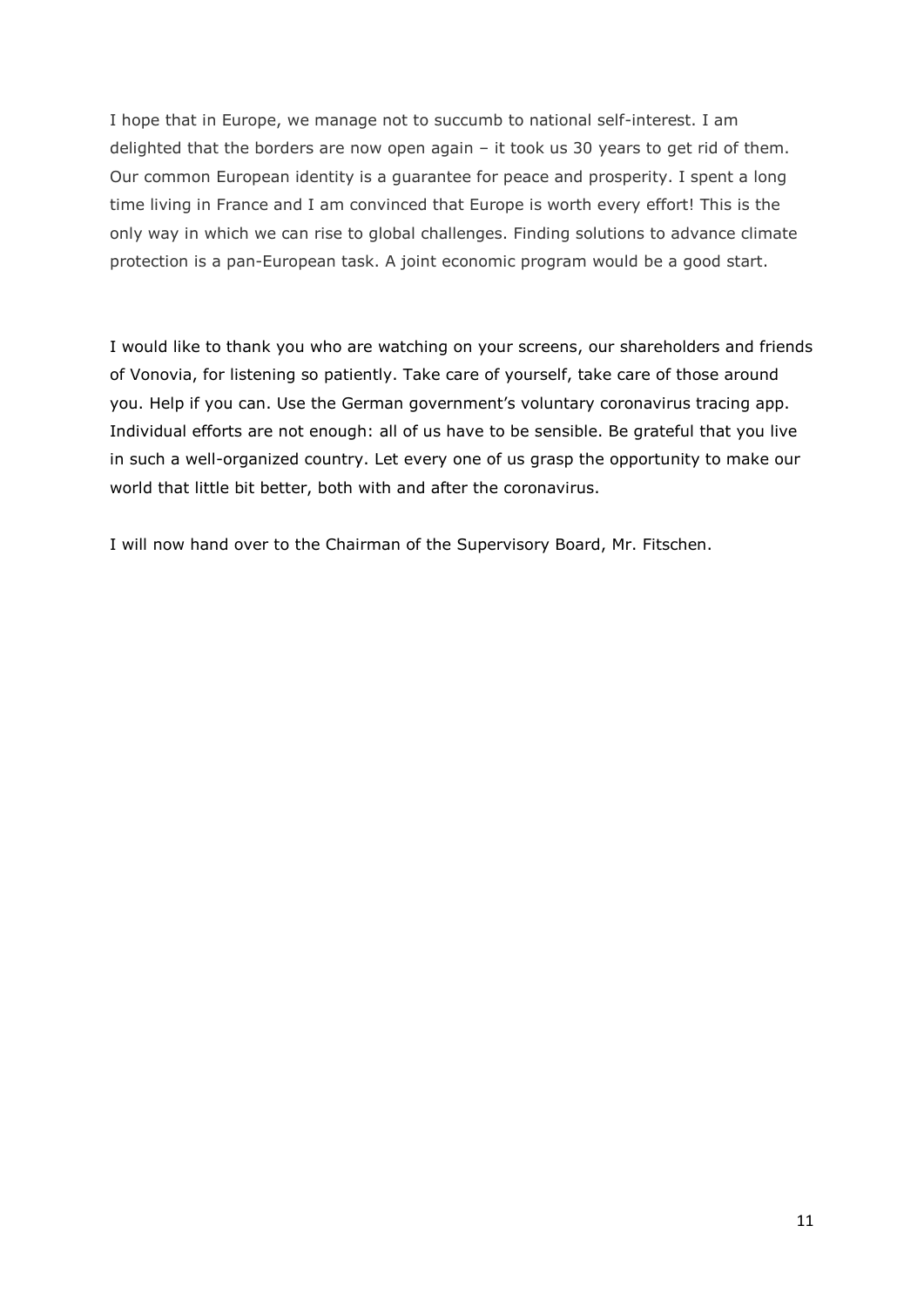I hope that in Europe, we manage not to succumb to national self-interest. I am delighted that the borders are now open again – it took us 30 years to get rid of them. Our common European identity is a guarantee for peace and prosperity. I spent a long time living in France and I am convinced that Europe is worth every effort! This is the only way in which we can rise to global challenges. Finding solutions to advance climate protection is a pan-European task. A joint economic program would be a good start.

I would like to thank you who are watching on your screens, our shareholders and friends of Vonovia, for listening so patiently. Take care of yourself, take care of those around you. Help if you can. Use the German government's voluntary coronavirus tracing app. Individual efforts are not enough: all of us have to be sensible. Be grateful that you live in such a well-organized country. Let every one of us grasp the opportunity to make our world that little bit better, both with and after the coronavirus.

I will now hand over to the Chairman of the Supervisory Board, Mr. Fitschen.